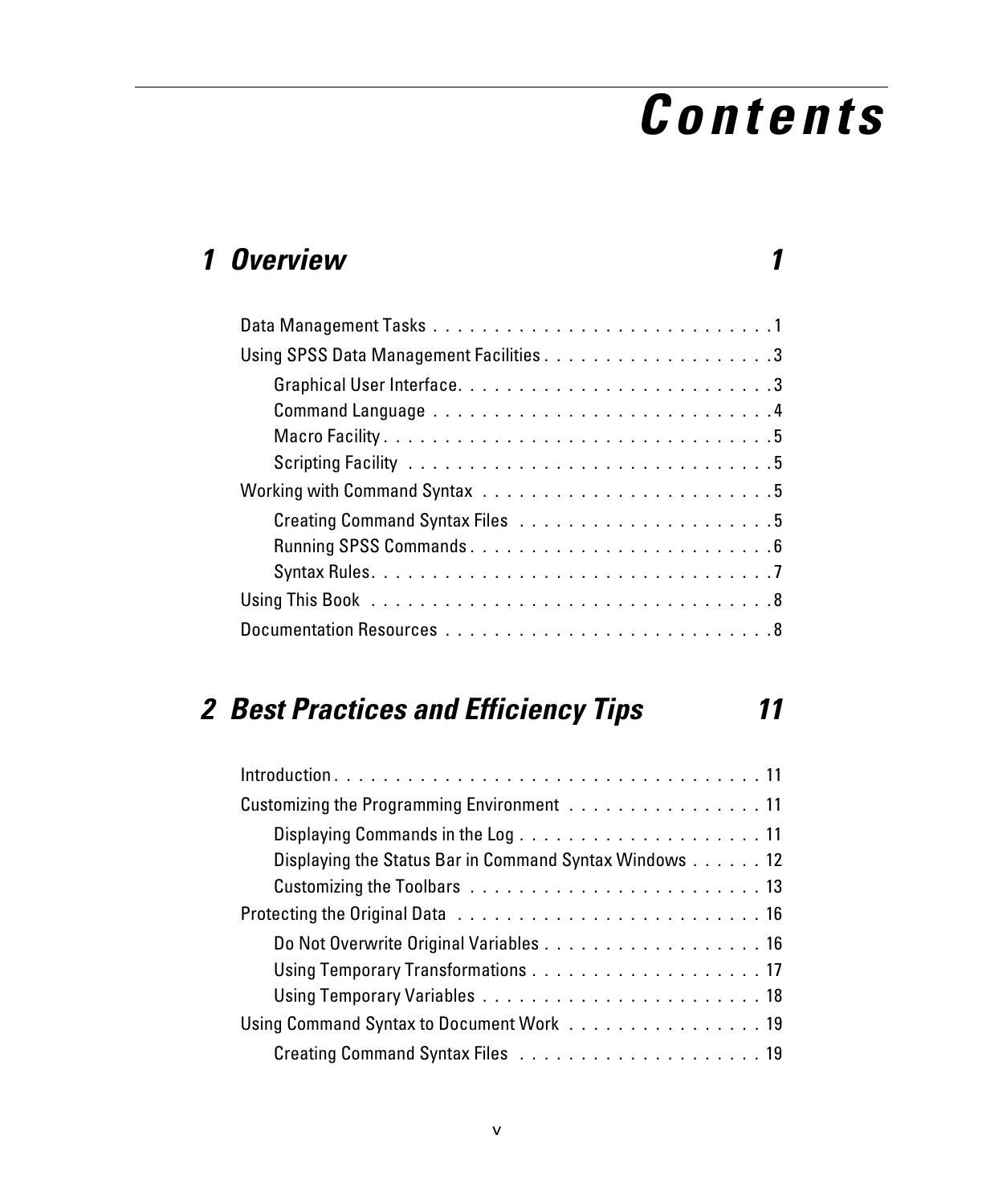# Contents

## 1 Overview 1

Data Management Tasks . . . . . . . . . . . . . . . . . . . . . . . . . . . .1

Using SPSS Data Management Facilities . . . . . . . . . . . . . . . . . . .3

- Graphical User Interface. . . . . . . . . . . . . . . . . . . . . . . . . .3
- Command Language . . . . . . . . . . . . . . . . . . . . . . . . . . .4
- Macro Facility . . . . . . . . . . . . . . . . . . . . . . . . . . . . . . .5
- Scripting Facility . . . . . . . . . . . . . . . . . . . . . . . . . . . . .5

Working with Command Syntax . . . . . . . . . . . . . . . . . . . . . . .5

- Creating Command Syntax Files . . . . . . . . . . . . . . . . . . . .5
- Running SPSS Commands . . . . . . . . . . . . . . . . . . . . . . . . .6
- Syntax Rules. . . . . . . . . . . . . . . . . . . . . . . . . . . . . . . .7

Using This Book . . . . . . . . . . . . . . . . . . . . . . . . . . . . . . . .8

Documentation Resources . . . . . . . . . . . . . . . . . . . . . . . . . . .8

## 2 Best Practices and Efficiency Tips 11

Introduction . . . . . . . . . . . . . . . . . . . . . . . . . . . . . . . . . . 11

Customizing the Programming Environment . . . . . . . . . . . . . . . . 11

- Displaying Commands in the Log . . . . . . . . . . . . . . . . . . . . 11
- Displaying the Status Bar in Command Syntax Windows . . . . . . 12
- Customizing the Toolbars . . . . . . . . . . . . . . . . . . . . . . . . 13

Protecting the Original Data . . . . . . . . . . . . . . . . . . . . . . . . . 16

- Do Not Overwrite Original Variables . . . . . . . . . . . . . . . . . . 16
- Using Temporary Transformations . . . . . . . . . . . . . . . . . . . 17
- Using Temporary Variables . . . . . . . . . . . . . . . . . . . . . . . 18

Using Command Syntax to Document Work . . . . . . . . . . . . . . . . 19

- Creating Command Syntax Files . . . . . . . . . . . . . . . . . . . . 19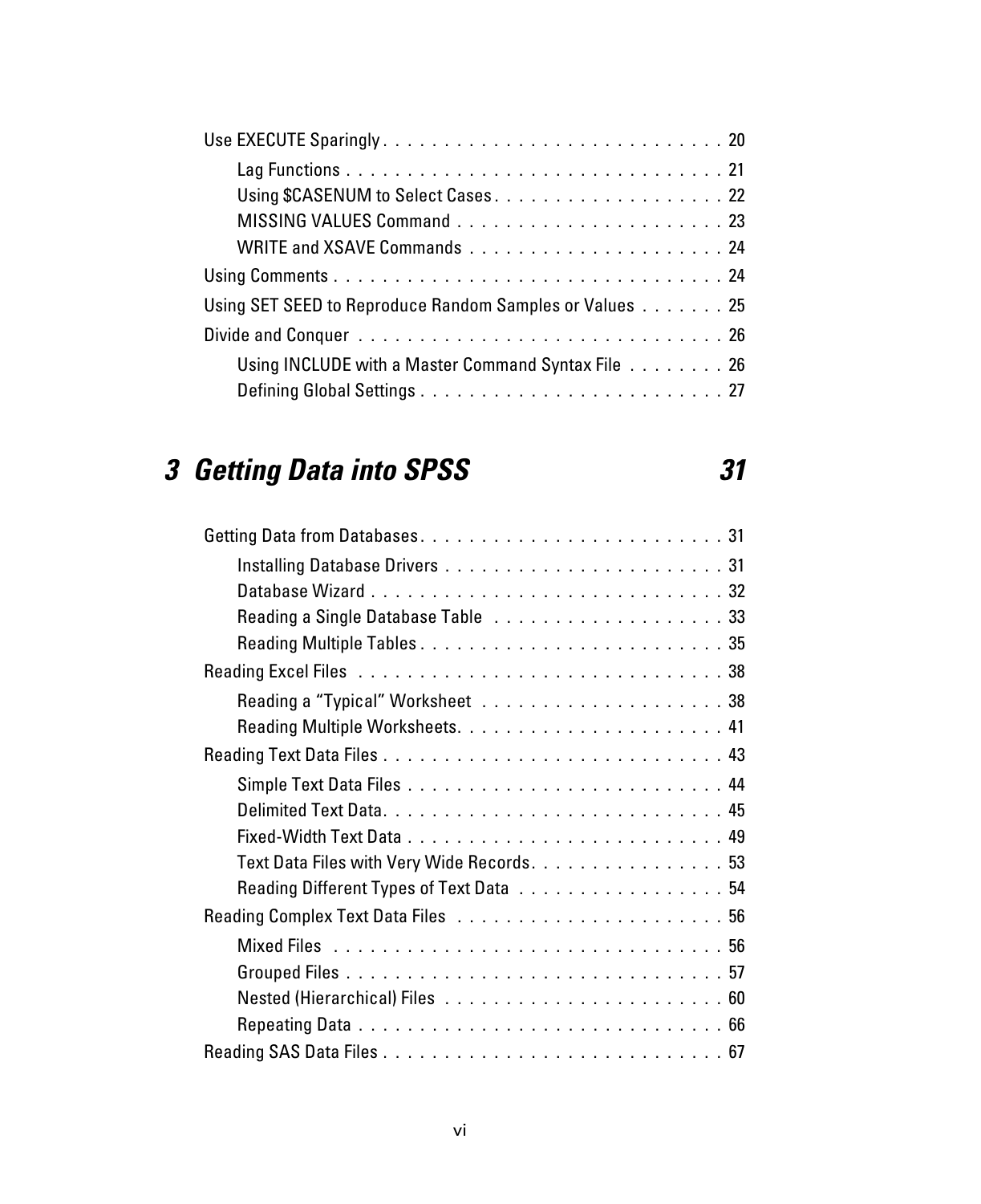Use EXECUTE Sparingly . . . . . . . . . . . . . . . . . . . . . . . . . . . 20

- Lag Functions . . . . . . . . . . . . . . . . . . . . . . . . . . . . . . 21
- Using $CASENUM to Select Cases . . . . . . . . . . . . . . . . . . . 22
- MISSING VALUES Command . . . . . . . . . . . . . . . . . . . . . . 23
- WRITE and XSAVE Commands . . . . . . . . . . . . . . . . . . . . . 24

Using Comments . . . . . . . . . . . . . . . . . . . . . . . . . . . . . . . 24

Using SET SEED to Reproduce Random Samples or Values . . . . . . . 25

Divide and Conquer . . . . . . . . . . . . . . . . . . . . . . . . . . . . 26

- Using INCLUDE with a Master Command Syntax File . . . . . . . . 26
- Defining Global Settings . . . . . . . . . . . . . . . . . . . . . . . . 27

## *3 Getting Data into SPSS* *31*

Getting Data from Databases . . . . . . . . . . . . . . . . . . . . . . . . 31

- Installing Database Drivers . . . . . . . . . . . . . . . . . . . . . . 31
- Database Wizard . . . . . . . . . . . . . . . . . . . . . . . . . . . . 32
- Reading a Single Database Table . . . . . . . . . . . . . . . . . . . 33
- Reading Multiple Tables . . . . . . . . . . . . . . . . . . . . . . . . 35

Reading Excel Files . . . . . . . . . . . . . . . . . . . . . . . . . . . . 38

- Reading a “Typical” Worksheet . . . . . . . . . . . . . . . . . . . . 38
- Reading Multiple Worksheets. . . . . . . . . . . . . . . . . . . . . . 41

Reading Text Data Files . . . . . . . . . . . . . . . . . . . . . . . . . . . 43

- Simple Text Data Files . . . . . . . . . . . . . . . . . . . . . . . . . 44
- Delimited Text Data. . . . . . . . . . . . . . . . . . . . . . . . . . . 45
- Fixed-Width Text Data . . . . . . . . . . . . . . . . . . . . . . . . . 49
- Text Data Files with Very Wide Records. . . . . . . . . . . . . . . . 53
- Reading Different Types of Text Data . . . . . . . . . . . . . . . . . 54

Reading Complex Text Data Files . . . . . . . . . . . . . . . . . . . . . 56

- Mixed Files . . . . . . . . . . . . . . . . . . . . . . . . . . . . . . . 56
- Grouped Files . . . . . . . . . . . . . . . . . . . . . . . . . . . . . . 57
- Nested (Hierarchical) Files . . . . . . . . . . . . . . . . . . . . . . 60
- Repeating Data . . . . . . . . . . . . . . . . . . . . . . . . . . . . . 66

Reading SAS Data Files . . . . . . . . . . . . . . . . . . . . . . . . . . . 67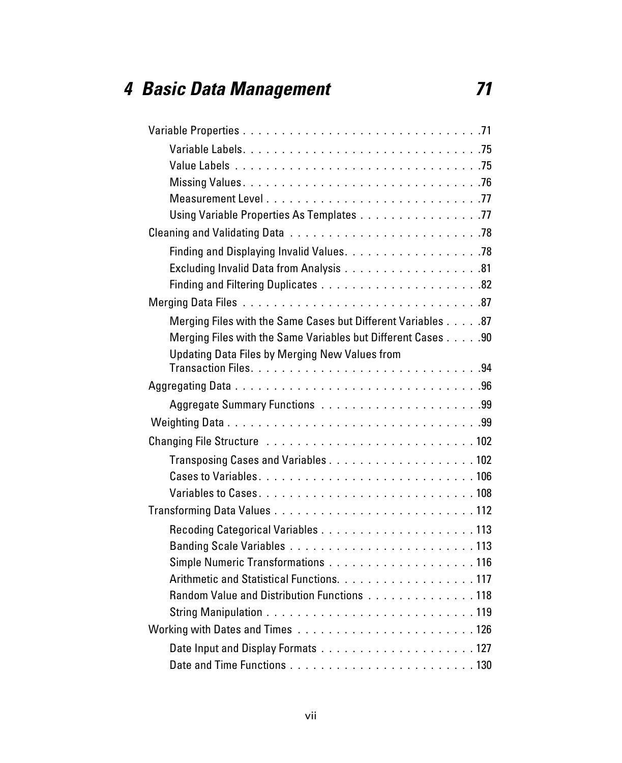# 4 Basic Data Management 71

- Variable Properties . . . . . . . . . . . . . . . . . . . . . . . . . . . . . . 71
  - Variable Labels. . . . . . . . . . . . . . . . . . . . . . . . . . . . . . 75
  - Value Labels . . . . . . . . . . . . . . . . . . . . . . . . . . . . . . . 75
  - Missing Values. . . . . . . . . . . . . . . . . . . . . . . . . . . . . . 76
  - Measurement Level . . . . . . . . . . . . . . . . . . . . . . . . . . . 77
  - Using Variable Properties As Templates . . . . . . . . . . . . . . . 77
- Cleaning and Validating Data . . . . . . . . . . . . . . . . . . . . . . . . 78
  - Finding and Displaying Invalid Values. . . . . . . . . . . . . . . . . 78
  - Excluding Invalid Data from Analysis . . . . . . . . . . . . . . . . . 81
  - Finding and Filtering Duplicates . . . . . . . . . . . . . . . . . . . . 82
- Merging Data Files . . . . . . . . . . . . . . . . . . . . . . . . . . . . . . 87
  - Merging Files with the Same Cases but Different Variables . . . . . 87
  - Merging Files with the Same Variables but Different Cases . . . . . 90
  - Updating Data Files by Merging New Values from Transaction Files. . . . . . . . . . . . . . . . . . . . . . . . . . . . 94
- Aggregating Data . . . . . . . . . . . . . . . . . . . . . . . . . . . . . . . 96
  - Aggregate Summary Functions . . . . . . . . . . . . . . . . . . . . 99
- Weighting Data . . . . . . . . . . . . . . . . . . . . . . . . . . . . . . . . 99
- Changing File Structure . . . . . . . . . . . . . . . . . . . . . . . . . . 102
  - Transposing Cases and Variables . . . . . . . . . . . . . . . . . . . 102
  - Cases to Variables. . . . . . . . . . . . . . . . . . . . . . . . . . . . 106
  - Variables to Cases. . . . . . . . . . . . . . . . . . . . . . . . . . . . 108
- Transforming Data Values . . . . . . . . . . . . . . . . . . . . . . . . . 112
  - Recoding Categorical Variables . . . . . . . . . . . . . . . . . . . . 113
  - Banding Scale Variables . . . . . . . . . . . . . . . . . . . . . . . . 113
  - Simple Numeric Transformations . . . . . . . . . . . . . . . . . . . 116
  - Arithmetic and Statistical Functions. . . . . . . . . . . . . . . . . . 117
  - Random Value and Distribution Functions . . . . . . . . . . . . . . 118
  - String Manipulation . . . . . . . . . . . . . . . . . . . . . . . . . . . 119
- Working with Dates and Times . . . . . . . . . . . . . . . . . . . . . . . 126
  - Date Input and Display Formats . . . . . . . . . . . . . . . . . . . . 127
  - Date and Time Functions . . . . . . . . . . . . . . . . . . . . . . . . 130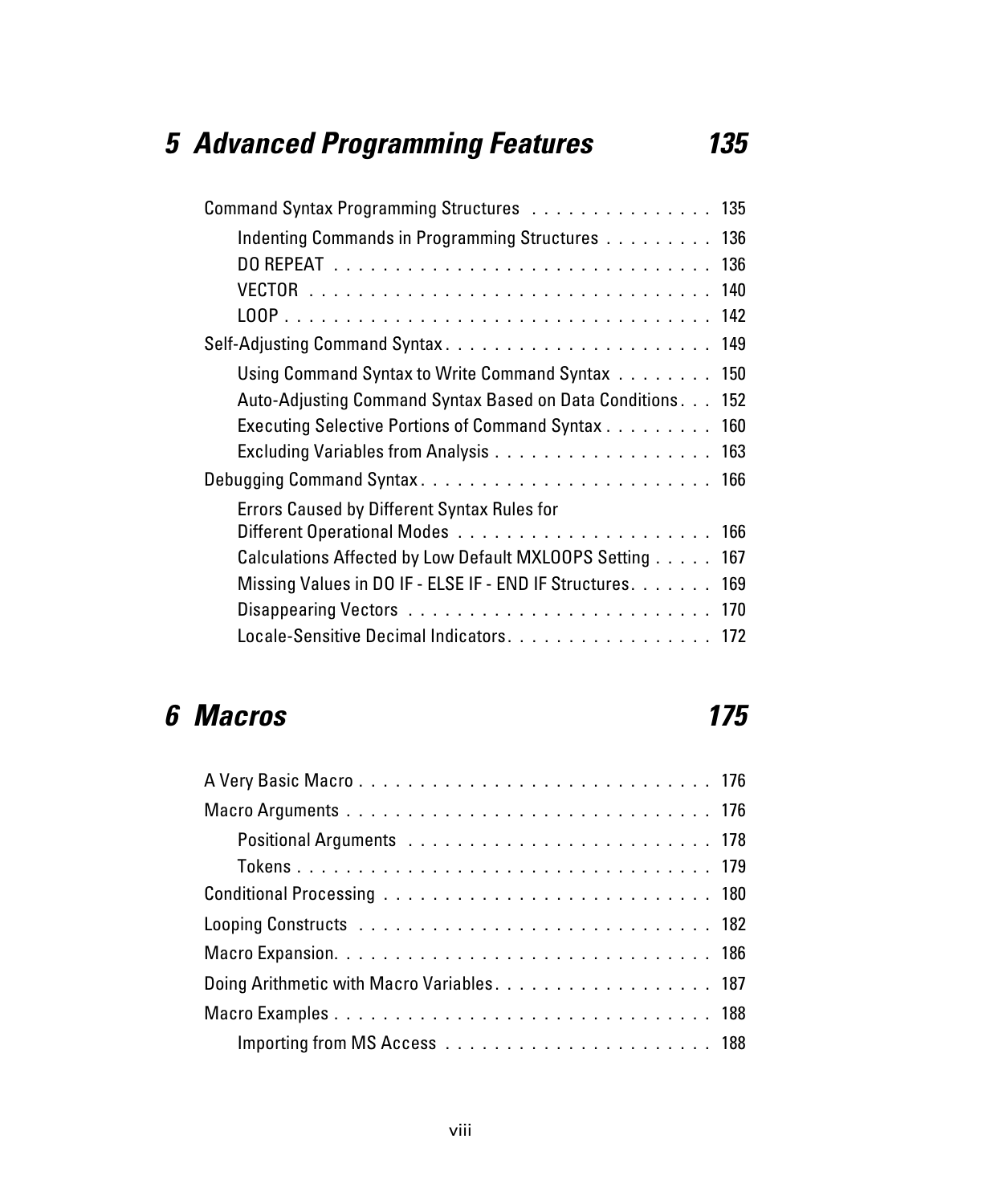## 5 Advanced Programming Features 135

Command Syntax Programming Structures . . . . . . . . . . . . . . . 135

- Indenting Commands in Programming Structures . . . . . . . . . 136
- DO REPEAT . . . . . . . . . . . . . . . . . . . . . . . . . . . . . . . 136
- VECTOR . . . . . . . . . . . . . . . . . . . . . . . . . . . . . . . . . 140
- LOOP . . . . . . . . . . . . . . . . . . . . . . . . . . . . . . . . . . 142

Self-Adjusting Command Syntax . . . . . . . . . . . . . . . . . . . . . 149

- Using Command Syntax to Write Command Syntax . . . . . . . . 150
- Auto-Adjusting Command Syntax Based on Data Conditions . . . 152
- Executing Selective Portions of Command Syntax . . . . . . . . . 160
- Excluding Variables from Analysis . . . . . . . . . . . . . . . . . 163

Debugging Command Syntax . . . . . . . . . . . . . . . . . . . . . . . 166

- Errors Caused by Different Syntax Rules for Different Operational Modes . . . . . . . . . . . . . . . . . . . . . 166
- Calculations Affected by Low Default MXLOOPS Setting . . . . . 167
- Missing Values in DO IF - ELSE IF - END IF Structures . . . . . . . 169
- Disappearing Vectors . . . . . . . . . . . . . . . . . . . . . . . . 170
- Locale-Sensitive Decimal Indicators . . . . . . . . . . . . . . . . . 172

## 6 Macros 175

A Very Basic Macro . . . . . . . . . . . . . . . . . . . . . . . . . . . . 176

Macro Arguments . . . . . . . . . . . . . . . . . . . . . . . . . . . . . 176

- Positional Arguments . . . . . . . . . . . . . . . . . . . . . . . . 178
- Tokens . . . . . . . . . . . . . . . . . . . . . . . . . . . . . . . . . 179

Conditional Processing . . . . . . . . . . . . . . . . . . . . . . . . . . 180

Looping Constructs . . . . . . . . . . . . . . . . . . . . . . . . . . . . 182

Macro Expansion. . . . . . . . . . . . . . . . . . . . . . . . . . . . . . 186

Doing Arithmetic with Macro Variables. . . . . . . . . . . . . . . . . . 187

Macro Examples . . . . . . . . . . . . . . . . . . . . . . . . . . . . . . 188

- Importing from MS Access . . . . . . . . . . . . . . . . . . . . . 188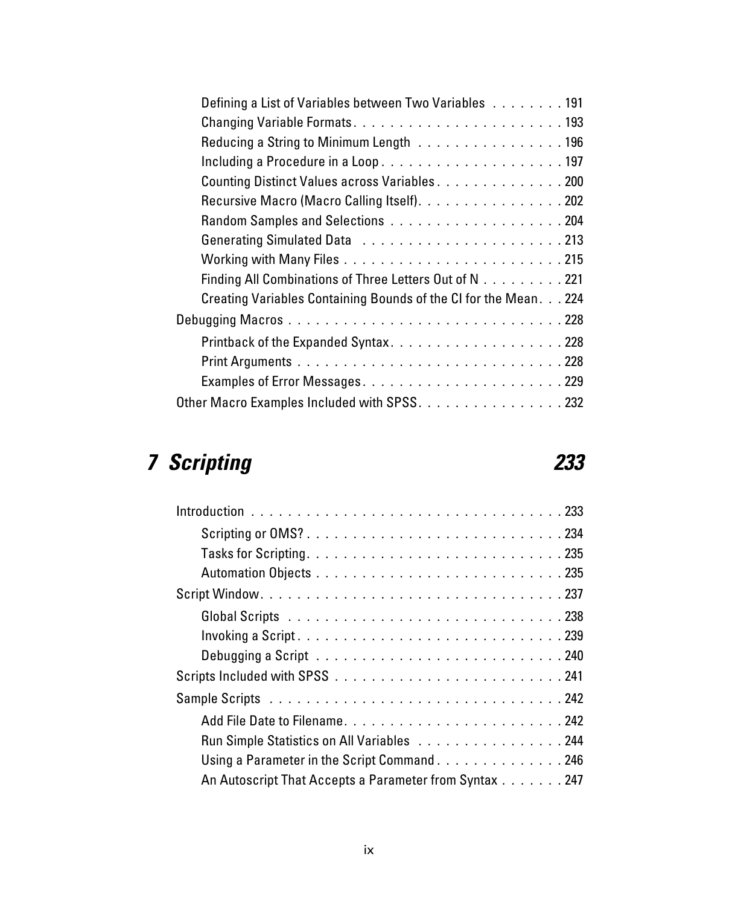Defining a List of Variables between Two Variables . . . . . . . . 191
Changing Variable Formats. . . . . . . . . . . . . . . . . . . . . . . 193
Reducing a String to Minimum Length . . . . . . . . . . . . . . . . 196
Including a Procedure in a Loop . . . . . . . . . . . . . . . . . . . . 197
Counting Distinct Values across Variables . . . . . . . . . . . . . . 200
Recursive Macro (Macro Calling Itself). . . . . . . . . . . . . . . . 202
Random Samples and Selections . . . . . . . . . . . . . . . . . . . 204
Generating Simulated Data . . . . . . . . . . . . . . . . . . . . . . 213
Working with Many Files . . . . . . . . . . . . . . . . . . . . . . . . 215
Finding All Combinations of Three Letters Out of N . . . . . . . . . 221
Creating Variables Containing Bounds of the CI for the Mean. . . 224

Debugging Macros . . . . . . . . . . . . . . . . . . . . . . . . . . . . . 228

Printback of the Expanded Syntax. . . . . . . . . . . . . . . . . . . 228
Print Arguments . . . . . . . . . . . . . . . . . . . . . . . . . . . . 228
Examples of Error Messages. . . . . . . . . . . . . . . . . . . . . . 229

Other Macro Examples Included with SPSS. . . . . . . . . . . . . . . . 232

## 7 Scripting 233

Introduction . . . . . . . . . . . . . . . . . . . . . . . . . . . . . . . . 233

Scripting or OMS? . . . . . . . . . . . . . . . . . . . . . . . . . . . 234
Tasks for Scripting. . . . . . . . . . . . . . . . . . . . . . . . . . . 235
Automation Objects . . . . . . . . . . . . . . . . . . . . . . . . . . 235

Script Window. . . . . . . . . . . . . . . . . . . . . . . . . . . . . . . . 237

Global Scripts . . . . . . . . . . . . . . . . . . . . . . . . . . . . . 238
Invoking a Script. . . . . . . . . . . . . . . . . . . . . . . . . . . . 239
Debugging a Script . . . . . . . . . . . . . . . . . . . . . . . . . . 240

Scripts Included with SPSS . . . . . . . . . . . . . . . . . . . . . . . . 241

Sample Scripts . . . . . . . . . . . . . . . . . . . . . . . . . . . . . . . 242

Add File Date to Filename. . . . . . . . . . . . . . . . . . . . . . . 242
Run Simple Statistics on All Variables . . . . . . . . . . . . . . . . 244
Using a Parameter in the Script Command . . . . . . . . . . . . . . 246
An Autoscript That Accepts a Parameter from Syntax . . . . . . . 247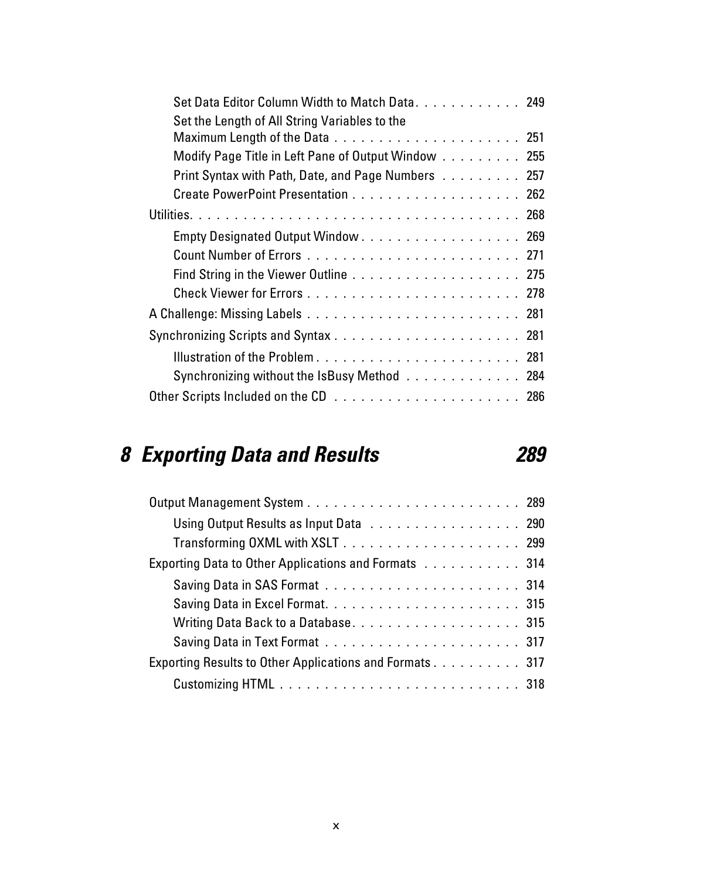Set Data Editor Column Width to Match Data . . . . . . . . . . . . 249
Set the Length of All String Variables to the Maximum Length of the Data . . . . . . . . . . . . . . . . . . . . . 251
Modify Page Title in Left Pane of Output Window . . . . . . . . . 255
Print Syntax with Path, Date, and Page Numbers . . . . . . . . . 257
Create PowerPoint Presentation . . . . . . . . . . . . . . . . . . . 262

Utilities. . . . . . . . . . . . . . . . . . . . . . . . . . . . . . . . . . . . 268

Empty Designated Output Window . . . . . . . . . . . . . . . . . . 269
Count Number of Errors . . . . . . . . . . . . . . . . . . . . . . . . 271
Find String in the Viewer Outline . . . . . . . . . . . . . . . . . . . 275
Check Viewer for Errors . . . . . . . . . . . . . . . . . . . . . . . . 278

A Challenge: Missing Labels . . . . . . . . . . . . . . . . . . . . . . . . 281

Synchronizing Scripts and Syntax . . . . . . . . . . . . . . . . . . . . . 281

Illustration of the Problem . . . . . . . . . . . . . . . . . . . . . . . 281
Synchronizing without the IsBusy Method . . . . . . . . . . . . . 284

Other Scripts Included on the CD . . . . . . . . . . . . . . . . . . . . . 286

# 8 Exporting Data and Results 289

Output Management System . . . . . . . . . . . . . . . . . . . . . . . . 289

Using Output Results as Input Data . . . . . . . . . . . . . . . . . 290
Transforming OXML with XSLT . . . . . . . . . . . . . . . . . . . 299

Exporting Data to Other Applications and Formats . . . . . . . . . . . 314

Saving Data in SAS Format . . . . . . . . . . . . . . . . . . . . . . 314
Saving Data in Excel Format. . . . . . . . . . . . . . . . . . . . . . 315
Writing Data Back to a Database. . . . . . . . . . . . . . . . . . . 315
Saving Data in Text Format . . . . . . . . . . . . . . . . . . . . . . 317

Exporting Results to Other Applications and Formats . . . . . . . . . . 317

Customizing HTML . . . . . . . . . . . . . . . . . . . . . . . . . . . 318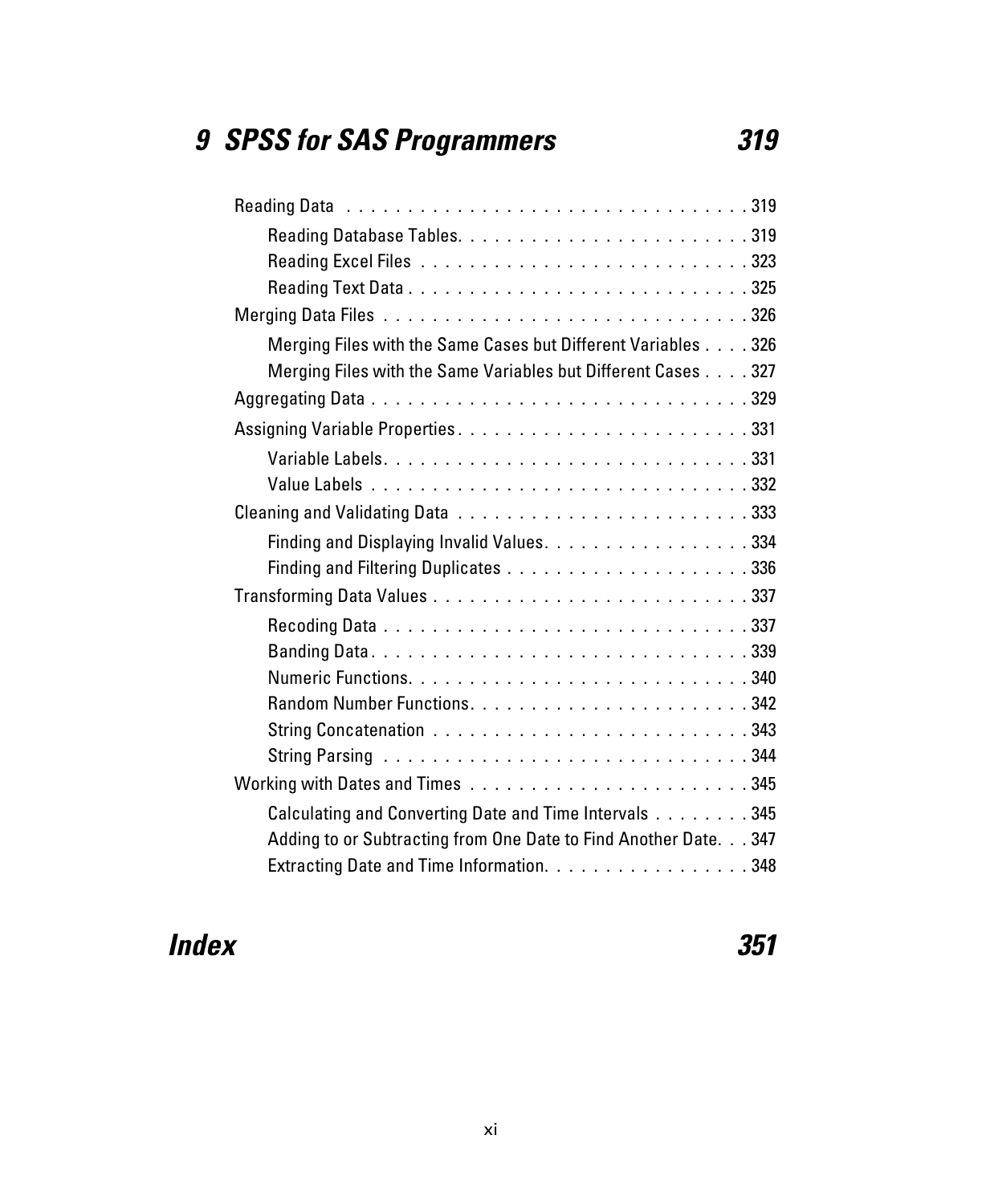# 9 SPSS for SAS Programmers 319

Reading Data . . . . . . . . . . . . . . . . . . . . . . . . . . . . . . . . . 319

- Reading Database Tables. . . . . . . . . . . . . . . . . . . . . . . . 319
- Reading Excel Files . . . . . . . . . . . . . . . . . . . . . . . . . . . 323
- Reading Text Data . . . . . . . . . . . . . . . . . . . . . . . . . . . . 325

Merging Data Files . . . . . . . . . . . . . . . . . . . . . . . . . . . . . 326

- Merging Files with the Same Cases but Different Variables . . . . 326
- Merging Files with the Same Variables but Different Cases . . . . 327

Aggregating Data . . . . . . . . . . . . . . . . . . . . . . . . . . . . . . 329

Assigning Variable Properties. . . . . . . . . . . . . . . . . . . . . . . 331

- Variable Labels. . . . . . . . . . . . . . . . . . . . . . . . . . . . . . 331
- Value Labels . . . . . . . . . . . . . . . . . . . . . . . . . . . . . . . 332

Cleaning and Validating Data . . . . . . . . . . . . . . . . . . . . . . . 333

- Finding and Displaying Invalid Values. . . . . . . . . . . . . . . . . 334
- Finding and Filtering Duplicates . . . . . . . . . . . . . . . . . . . . 336

Transforming Data Values . . . . . . . . . . . . . . . . . . . . . . . . . . 337

- Recoding Data . . . . . . . . . . . . . . . . . . . . . . . . . . . . . . 337
- Banding Data. . . . . . . . . . . . . . . . . . . . . . . . . . . . . . . 339
- Numeric Functions. . . . . . . . . . . . . . . . . . . . . . . . . . . . 340
- Random Number Functions. . . . . . . . . . . . . . . . . . . . . . . 342
- String Concatenation . . . . . . . . . . . . . . . . . . . . . . . . . . 343
- String Parsing . . . . . . . . . . . . . . . . . . . . . . . . . . . . . . 344

Working with Dates and Times . . . . . . . . . . . . . . . . . . . . . . . 345

- Calculating and Converting Date and Time Intervals . . . . . . . . 345
- Adding to or Subtracting from One Date to Find Another Date. . . 347
- Extracting Date and Time Information. . . . . . . . . . . . . . . . . 348

# Index 351